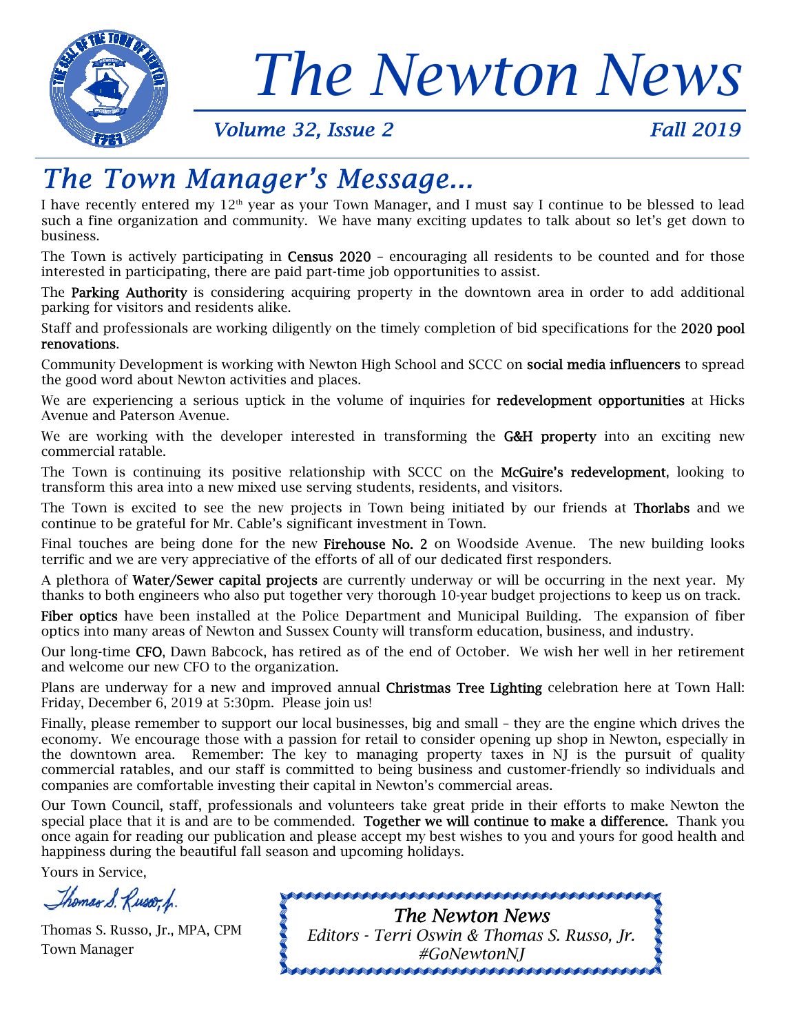# The Newton News

*Volume 32, Issue 2* *Fall 2019*

## *The Town Manager's Message...*

I have recently entered my 12th year as your Town Manager, and I must say I continue to be blessed to lead such a fine organization and community. We have many exciting updates to talk about so let's get down to business.

The Town is actively participating in **Census 2020** – encouraging all residents to be counted and for those interested in participating, there are paid part-time job opportunities to assist.

The **Parking Authority** is considering acquiring property in the downtown area in order to add additional parking for visitors and residents alike.

Staff and professionals are working diligently on the timely completion of bid specifications for the **2020 pool renovations**.

Community Development is working with Newton High School and SCCC on **social media influencers** to spread the good word about Newton activities and places.

We are experiencing a serious uptick in the volume of inquiries for **redevelopment opportunities** at Hicks Avenue and Paterson Avenue.

We are working with the developer interested in transforming the **G&H property** into an exciting new commercial ratable.

The Town is continuing its positive relationship with SCCC on the **McGuire's redevelopment**, looking to transform this area into a new mixed use serving students, residents, and visitors.

The Town is excited to see the new projects in Town being initiated by our friends at **Thorlabs** and we continue to be grateful for Mr. Cable's significant investment in Town.

Final touches are being done for the new **Firehouse No. 2** on Woodside Avenue. The new building looks terrific and we are very appreciative of the efforts of all of our dedicated first responders.

A plethora of **Water/Sewer capital projects** are currently underway or will be occurring in the next year. My thanks to both engineers who also put together very thorough 10-year budget projections to keep us on track.

**Fiber optics** have been installed at the Police Department and Municipal Building. The expansion of fiber optics into many areas of Newton and Sussex County will transform education, business, and industry.

Our long-time **CFO**, Dawn Babcock, has retired as of the end of October. We wish her well in her retirement and welcome our new CFO to the organization.

Plans are underway for a new and improved annual **Christmas Tree Lighting** celebration here at Town Hall: Friday, December 6, 2019 at 5:30pm. Please join us!

Finally, please remember to support our local businesses, big and small – they are the engine which drives the economy. We encourage those with a passion for retail to consider opening up shop in Newton, especially in the downtown area. Remember: The key to managing property taxes in NJ is the pursuit of quality commercial ratables, and our staff is committed to being business and customer-friendly so individuals and companies are comfortable investing their capital in Newton's commercial areas.

Our Town Council, staff, professionals and volunteers take great pride in their efforts to make Newton the special place that it is and are to be commended. **Together we will continue to make a difference.** Thank you once again for reading our publication and please accept my best wishes to you and yours for good health and happiness during the beautiful fall season and upcoming holidays.

Yours in Service,

Thomas S. Russo, Jr.

Thomas S. Russo, Jr., MPA, CPM
Town Manager

*The Newton News*
*Editors - Terri Oswin & Thomas S. Russo, Jr.*
*#GoNewtonNJ*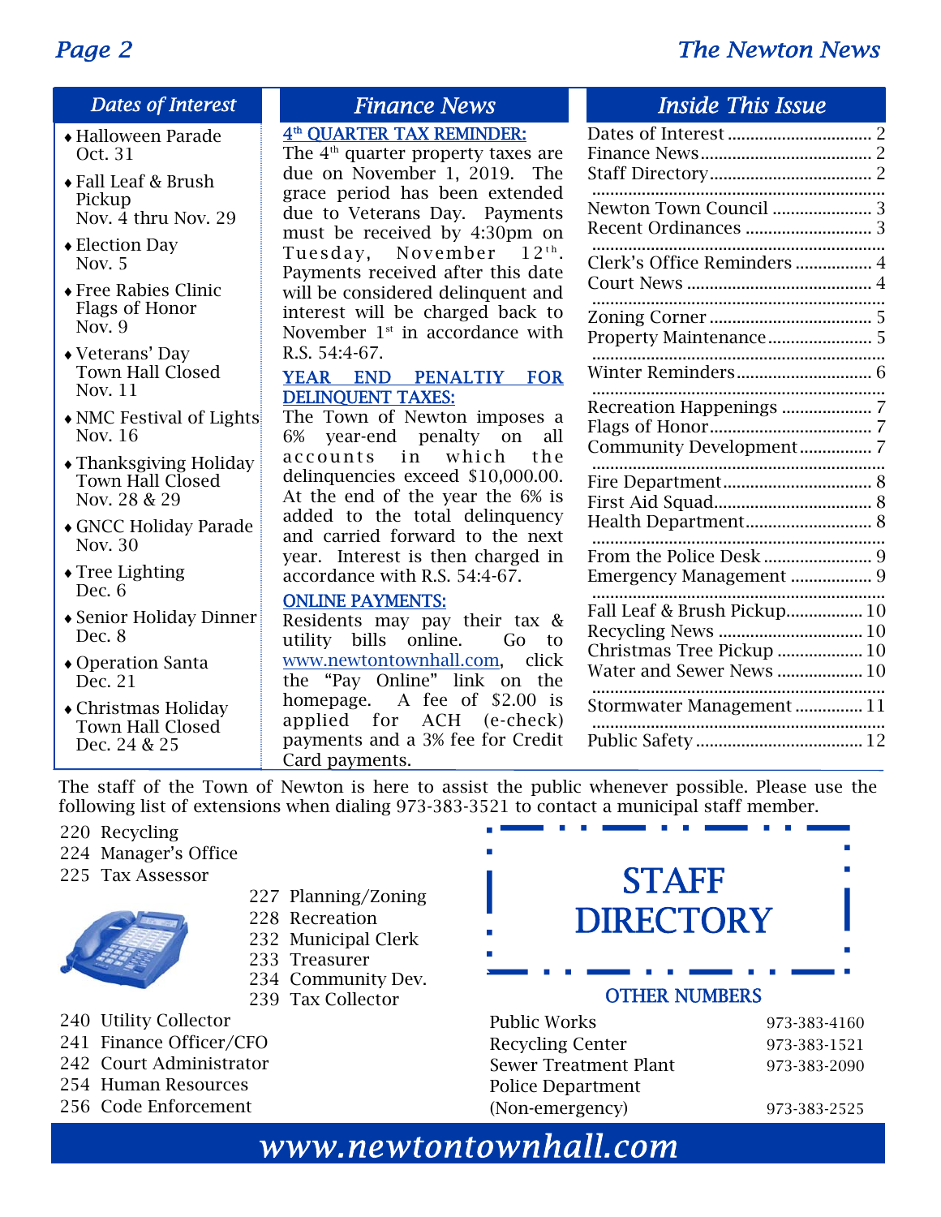## Dates of Interest

- Halloween Parade  
  Oct. 31
- Fall Leaf & Brush Pickup  
  Nov. 4 thru Nov. 29
- Election Day  
  Nov. 5
- Free Rabies Clinic  
  Flags of Honor  
  Nov. 9
- Veterans' Day  
  Town Hall Closed  
  Nov. 11
- NMC Festival of Lights  
  Nov. 16
- Thanksgiving Holiday  
  Town Hall Closed  
  Nov. 28 & 29
- GNCC Holiday Parade  
  Nov. 30
- Tree Lighting  
  Dec. 6
- Senior Holiday Dinner  
  Dec. 8
- Operation Santa  
  Dec. 21
- Christmas Holiday  
  Town Hall Closed  
  Dec. 24 & 25

## Finance News

**4th QUARTER TAX REMINDER:**

The 4th quarter property taxes are due on November 1, 2019. The grace period has been extended due to Veterans Day. Payments must be received by 4:30pm on Tuesday, November 12th. Payments received after this date will be considered delinquent and interest will be charged back to November 1st in accordance with R.S. 54:4-67.

**YEAR END PENALTIY FOR DELINQUENT TAXES:**

The Town of Newton imposes a 6% year-end penalty on all accounts in which the delinquencies exceed $10,000.00. At the end of the year the 6% is added to the total delinquency and carried forward to the next year. Interest is then charged in accordance with R.S. 54:4-67.

**ONLINE PAYMENTS:**

Residents may pay their tax & utility bills online. Go to www.newtontownhall.com, click the "Pay Online" link on the homepage. A fee of $2.00 is applied for ACH (e-check) payments and a 3% fee for Credit Card payments.

## Inside This Issue

| | |
|---|---|
| Dates of Interest | 2 |
| Finance News | 2 |
| Staff Directory | 2 |
| Newton Town Council | 3 |
| Recent Ordinances | 3 |
| Clerk's Office Reminders | 4 |
| Court News | 4 |
| Zoning Corner | 5 |
| Property Maintenance | 5 |
| Winter Reminders | 6 |
| Recreation Happenings | 7 |
| Flags of Honor | 7 |
| Community Development | 7 |
| Fire Department | 8 |
| First Aid Squad | 8 |
| Health Department | 8 |
| From the Police Desk | 9 |
| Emergency Management | 9 |
| Fall Leaf & Brush Pickup | 10 |
| Recycling News | 10 |
| Christmas Tree Pickup | 10 |
| Water and Sewer News | 10 |
| Stormwater Management | 11 |
| Public Safety | 12 |

## STAFF DIRECTORY

The staff of the Town of Newton is here to assist the public whenever possible. Please use the following list of extensions when dialing 973-383-3521 to contact a municipal staff member.

| Ext. | Department |
|---|---|
| 220 | Recycling |
| 224 | Manager's Office |
| 225 | Tax Assessor |
| 227 | Planning/Zoning |
| 228 | Recreation |
| 232 | Municipal Clerk |
| 233 | Treasurer |
| 234 | Community Dev. |
| 239 | Tax Collector |
| 240 | Utility Collector |
| 241 | Finance Officer/CFO |
| 242 | Court Administrator |
| 254 | Human Resources |
| 256 | Code Enforcement |

### OTHER NUMBERS

| | |
|---|---|
| Public Works | 973-383-4160 |
| Recycling Center | 973-383-1521 |
| Sewer Treatment Plant | 973-383-2090 |
| Police Department (Non-emergency) | 973-383-2525 |

www.newtontownhall.com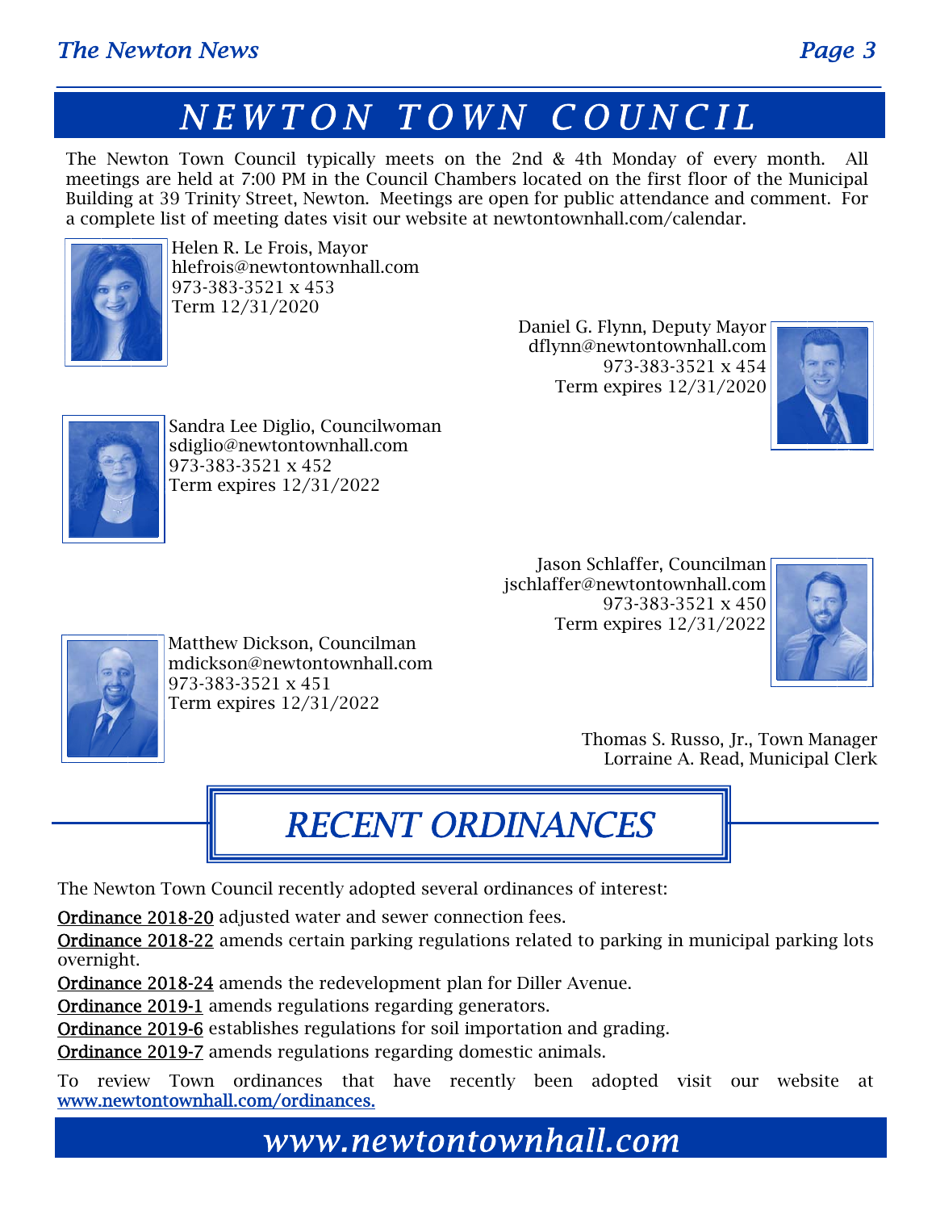# NEWTON TOWN COUNCIL

The Newton Town Council typically meets on the 2nd & 4th Monday of every month. All meetings are held at 7:00 PM in the Council Chambers located on the first floor of the Municipal Building at 39 Trinity Street, Newton. Meetings are open for public attendance and comment. For a complete list of meeting dates visit our website at newtontownhall.com/calendar.

Helen R. Le Frois, Mayor
hlefrois@newtontownhall.com
973-383-3521 x 453
Term 12/31/2020

Daniel G. Flynn, Deputy Mayor
dflynn@newtontownhall.com
973-383-3521 x 454
Term expires 12/31/2020

Sandra Lee Diglio, Councilwoman
sdiglio@newtontownhall.com
973-383-3521 x 452
Term expires 12/31/2022

Jason Schlaffer, Councilman
jschlaffer@newtontownhall.com
973-383-3521 x 450
Term expires 12/31/2022

Matthew Dickson, Councilman
mdickson@newtontownhall.com
973-383-3521 x 451
Term expires 12/31/2022

Thomas S. Russo, Jr., Town Manager
Lorraine A. Read, Municipal Clerk

# RECENT ORDINANCES

The Newton Town Council recently adopted several ordinances of interest:

Ordinance 2018-20 adjusted water and sewer connection fees.

Ordinance 2018-22 amends certain parking regulations related to parking in municipal parking lots overnight.

Ordinance 2018-24 amends the redevelopment plan for Diller Avenue.

Ordinance 2019-1 amends regulations regarding generators.

Ordinance 2019-6 establishes regulations for soil importation and grading.

Ordinance 2019-7 amends regulations regarding domestic animals.

To review Town ordinances that have recently been adopted visit our website at www.newtontownhall.com/ordinances.

**www.newtontownhall.com**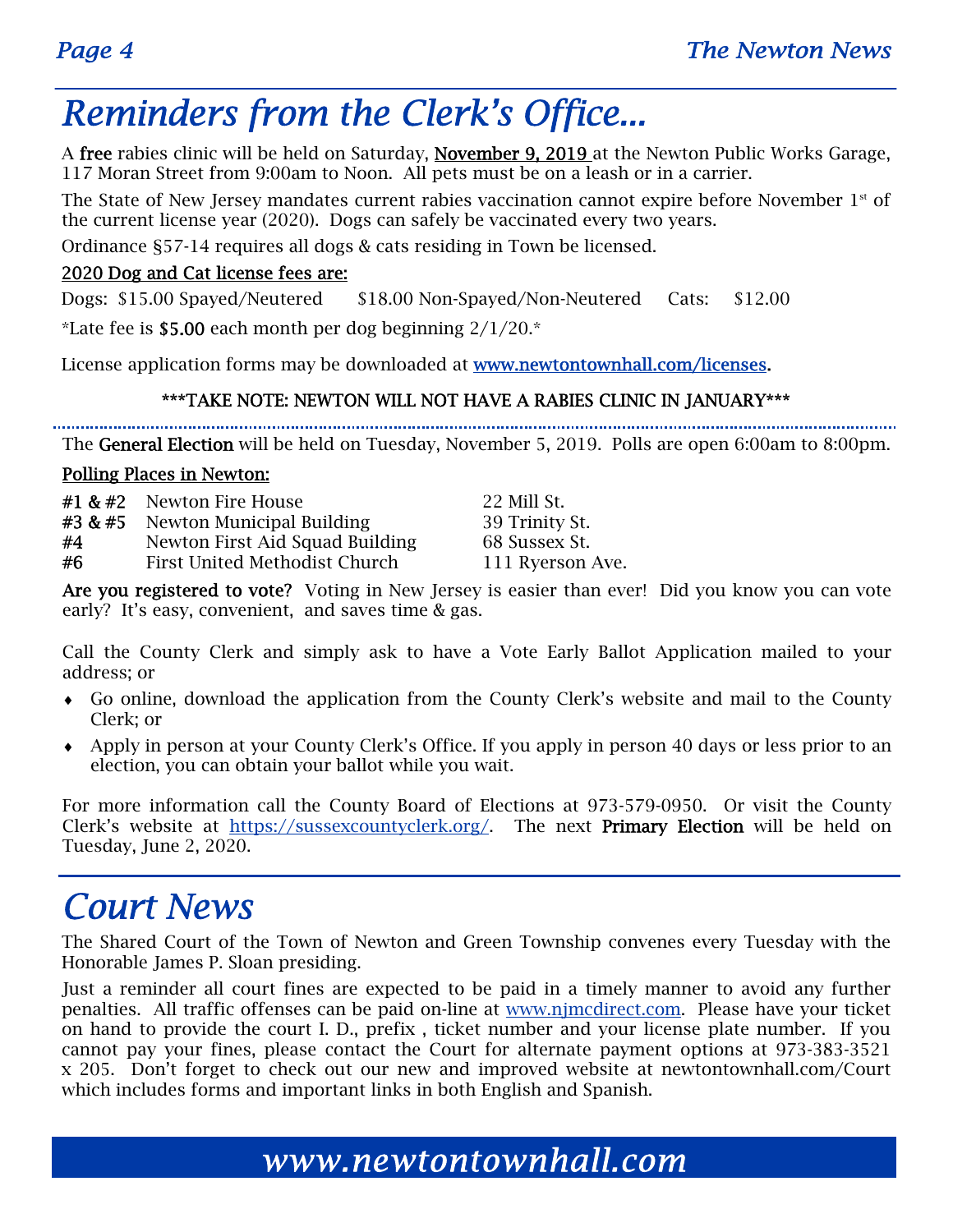# Reminders from the Clerk's Office...

A **free** rabies clinic will be held on Saturday, <u>November 9, 2019</u> at the Newton Public Works Garage, 117 Moran Street from 9:00am to Noon. All pets must be on a leash or in a carrier.

The State of New Jersey mandates current rabies vaccination cannot expire before November 1st of the current license year (2020). Dogs can safely be vaccinated every two years.

Ordinance §57-14 requires all dogs & cats residing in Town be licensed.

<u>2020 Dog and Cat license fees are:</u>

Dogs: $15.00 Spayed/Neutered     $18.00 Non-Spayed/Non-Neutered     Cats: $12.00

*Late fee is $5.00 each month per dog beginning 2/1/20.*

License application forms may be downloaded at [www.newtontownhall.com/licenses](www.newtontownhall.com/licenses).

**\*\*\*TAKE NOTE: NEWTON WILL NOT HAVE A RABIES CLINIC IN JANUARY\*\*\***

---

The **General Election** will be held on Tuesday, November 5, 2019. Polls are open 6:00am to 8:00pm.

<u>Polling Places in Newton:</u>

| | | |
|---|---|---|
| #1 & #2 | Newton Fire House | 22 Mill St. |
| #3 & #5 | Newton Municipal Building | 39 Trinity St. |
| #4 | Newton First Aid Squad Building | 68 Sussex St. |
| #6 | First United Methodist Church | 111 Ryerson Ave. |

**Are you registered to vote?** Voting in New Jersey is easier than ever! Did you know you can vote early? It's easy, convenient, and saves time & gas.

Call the County Clerk and simply ask to have a Vote Early Ballot Application mailed to your address; or

- Go online, download the application from the County Clerk's website and mail to the County Clerk; or
- Apply in person at your County Clerk's Office. If you apply in person 40 days or less prior to an election, you can obtain your ballot while you wait.

For more information call the County Board of Elections at 973-579-0950. Or visit the County Clerk's website at https://sussexcountyclerk.org/. The next **Primary Election** will be held on Tuesday, June 2, 2020.

# Court News

The Shared Court of the Town of Newton and Green Township convenes every Tuesday with the Honorable James P. Sloan presiding.

Just a reminder all court fines are expected to be paid in a timely manner to avoid any further penalties. All traffic offenses can be paid on-line at www.njmcdirect.com. Please have your ticket on hand to provide the court I. D., prefix , ticket number and your license plate number. If you cannot pay your fines, please contact the Court for alternate payment options at 973-383-3521 x 205. Don't forget to check out our new and improved website at newtontownhall.com/Court which includes forms and important links in both English and Spanish.

**www.newtontownhall.com**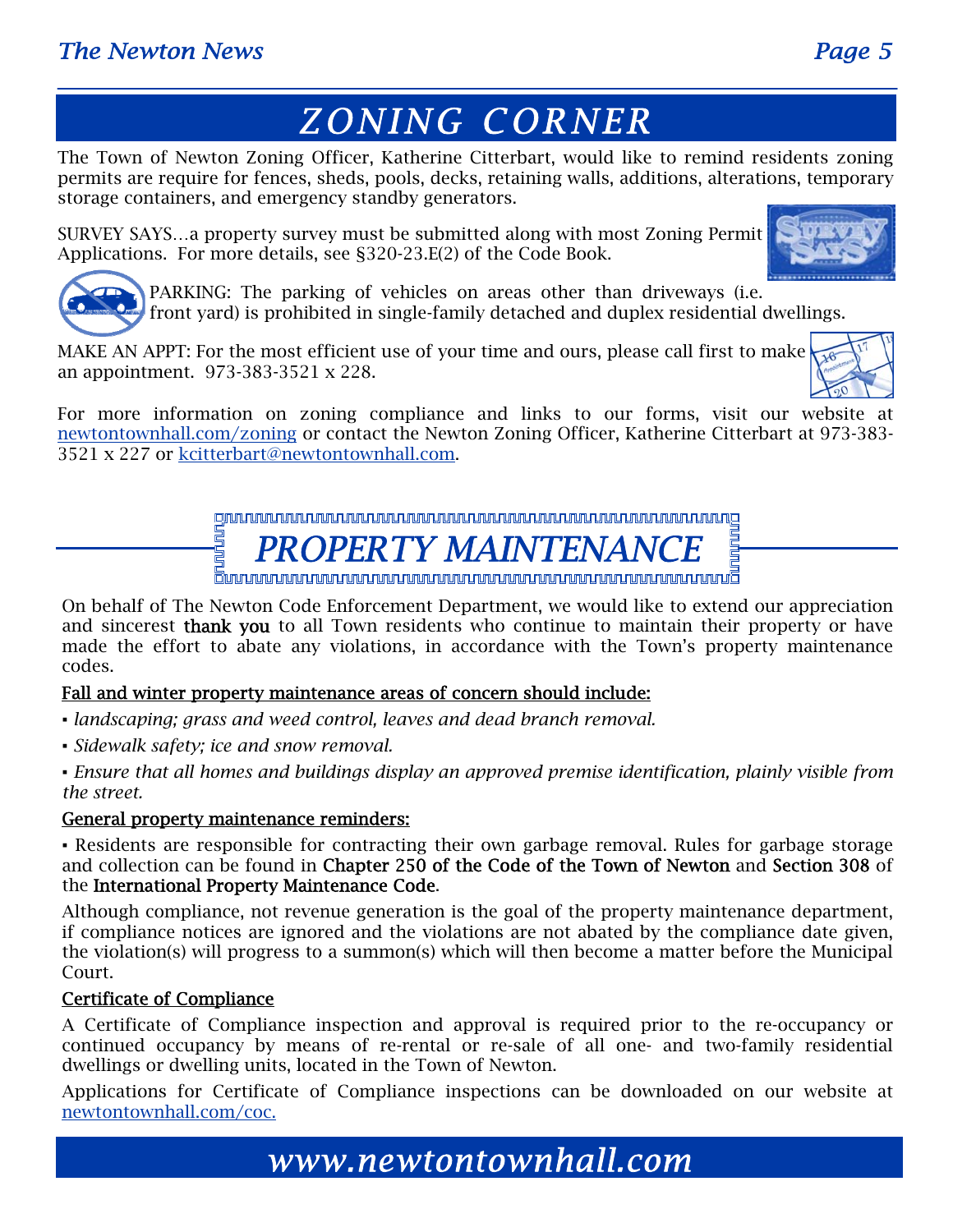# ZONING CORNER

The Town of Newton Zoning Officer, Katherine Citterbart, would like to remind residents zoning permits are require for fences, sheds, pools, decks, retaining walls, additions, alterations, temporary storage containers, and emergency standby generators.

SURVEY SAYS…a property survey must be submitted along with most Zoning Permit Applications. For more details, see §320-23.E(2) of the Code Book.

PARKING: The parking of vehicles on areas other than driveways (i.e. front yard) is prohibited in single-family detached and duplex residential dwellings.

MAKE AN APPT: For the most efficient use of your time and ours, please call first to make an appointment. 973-383-3521 x 228.

For more information on zoning compliance and links to our forms, visit our website at [newtontownhall.com/zoning](newtontownhall.com/zoning) or contact the Newton Zoning Officer, Katherine Citterbart at 973-383-3521 x 227 or [kcitterbart@newtontownhall.com](mailto:kcitterbart@newtontownhall.com).

# PROPERTY MAINTENANCE

On behalf of The Newton Code Enforcement Department, we would like to extend our appreciation and sincerest **thank you** to all Town residents who continue to maintain their property or have made the effort to abate any violations, in accordance with the Town's property maintenance codes.

**Fall and winter property maintenance areas of concern should include:**

- *landscaping; grass and weed control, leaves and dead branch removal.*
- *Sidewalk safety; ice and snow removal.*
- *Ensure that all homes and buildings display an approved premise identification, plainly visible from the street.*

**General property maintenance reminders:**

- Residents are responsible for contracting their own garbage removal. Rules for garbage storage and collection can be found in **Chapter 250 of the Code of the Town of Newton** and **Section 308** of the **International Property Maintenance Code**.

Although compliance, not revenue generation is the goal of the property maintenance department, if compliance notices are ignored and the violations are not abated by the compliance date given, the violation(s) will progress to a summon(s) which will then become a matter before the Municipal Court.

**Certificate of Compliance**

A Certificate of Compliance inspection and approval is required prior to the re-occupancy or continued occupancy by means of re-rental or re-sale of all one- and two-family residential dwellings or dwelling units, located in the Town of Newton.

Applications for Certificate of Compliance inspections can be downloaded on our website at [newtontownhall.com/coc.](newtontownhall.com/coc)

www.newtontownhall.com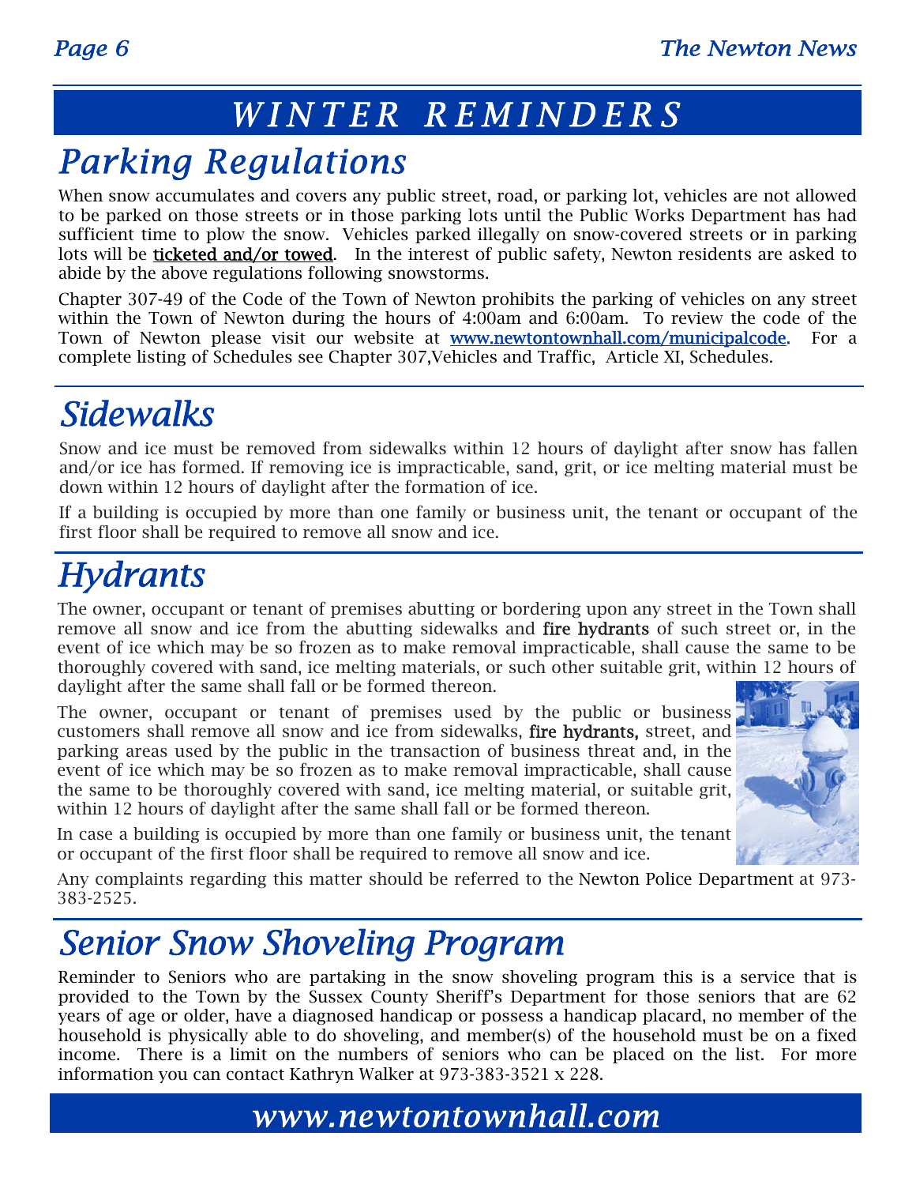# WINTER REMINDERS

## Parking Regulations

When snow accumulates and covers any public street, road, or parking lot, vehicles are not allowed to be parked on those streets or in those parking lots until the Public Works Department has had sufficient time to plow the snow. Vehicles parked illegally on snow-covered streets or in parking lots will be **ticketed and/or towed**. In the interest of public safety, Newton residents are asked to abide by the above regulations following snowstorms.

Chapter 307-49 of the Code of the Town of Newton prohibits the parking of vehicles on any street within the Town of Newton during the hours of 4:00am and 6:00am. To review the code of the Town of Newton please visit our website at **www.newtontownhall.com/municipalcode.** For a complete listing of Schedules see Chapter 307,Vehicles and Traffic, Article XI, Schedules.

## Sidewalks

Snow and ice must be removed from sidewalks within 12 hours of daylight after snow has fallen and/or ice has formed. If removing ice is impracticable, sand, grit, or ice melting material must be down within 12 hours of daylight after the formation of ice.

If a building is occupied by more than one family or business unit, the tenant or occupant of the first floor shall be required to remove all snow and ice.

## Hydrants

The owner, occupant or tenant of premises abutting or bordering upon any street in the Town shall remove all snow and ice from the abutting sidewalks and **fire hydrants** of such street or, in the event of ice which may be so frozen as to make removal impracticable, shall cause the same to be thoroughly covered with sand, ice melting materials, or such other suitable grit, within 12 hours of daylight after the same shall fall or be formed thereon.

The owner, occupant or tenant of premises used by the public or business customers shall remove all snow and ice from sidewalks, **fire hydrants,** street, and parking areas used by the public in the transaction of business threat and, in the event of ice which may be so frozen as to make removal impracticable, shall cause the same to be thoroughly covered with sand, ice melting material, or suitable grit, within 12 hours of daylight after the same shall fall or be formed thereon.

In case a building is occupied by more than one family or business unit, the tenant or occupant of the first floor shall be required to remove all snow and ice.

Any complaints regarding this matter should be referred to the Newton Police Department at 973-383-2525.

## Senior Snow Shoveling Program

Reminder to Seniors who are partaking in the snow shoveling program this is a service that is provided to the Town by the Sussex County Sheriff's Department for those seniors that are 62 years of age or older, have a diagnosed handicap or possess a handicap placard, no member of the household is physically able to do shoveling, and member(s) of the household must be on a fixed income. There is a limit on the numbers of seniors who can be placed on the list. For more information you can contact Kathryn Walker at 973-383-3521 x 228.

www.newtontownhall.com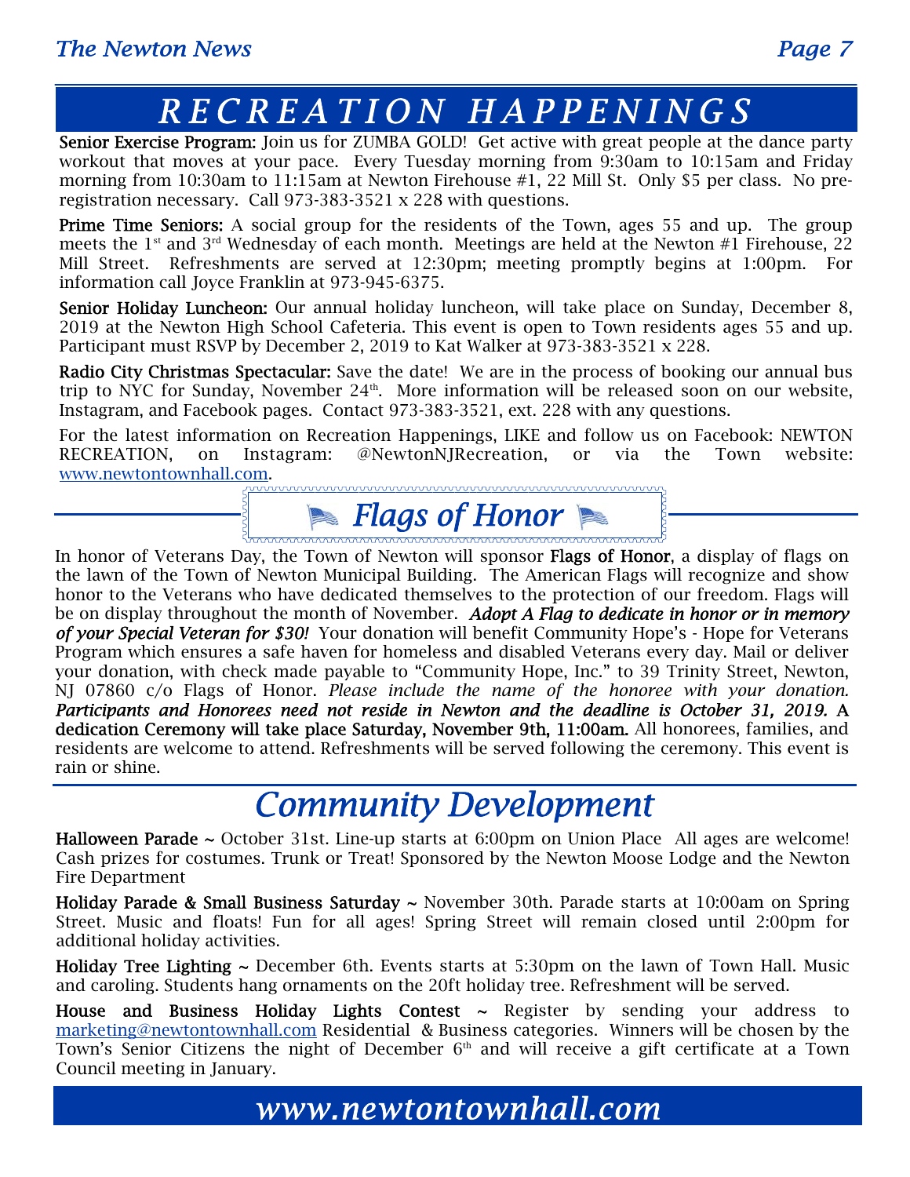# RECREATION HAPPENINGS

**Senior Exercise Program:** Join us for ZUMBA GOLD! Get active with great people at the dance party workout that moves at your pace. Every Tuesday morning from 9:30am to 10:15am and Friday morning from 10:30am to 11:15am at Newton Firehouse #1, 22 Mill St. Only $5 per class. No pre-registration necessary. Call 973-383-3521 x 228 with questions.

**Prime Time Seniors:** A social group for the residents of the Town, ages 55 and up. The group meets the 1st and 3rd Wednesday of each month. Meetings are held at the Newton #1 Firehouse, 22 Mill Street. Refreshments are served at 12:30pm; meeting promptly begins at 1:00pm. For information call Joyce Franklin at 973-945-6375.

**Senior Holiday Luncheon:** Our annual holiday luncheon, will take place on Sunday, December 8, 2019 at the Newton High School Cafeteria. This event is open to Town residents ages 55 and up. Participant must RSVP by December 2, 2019 to Kat Walker at 973-383-3521 x 228.

**Radio City Christmas Spectacular:** Save the date! We are in the process of booking our annual bus trip to NYC for Sunday, November 24th. More information will be released soon on our website, Instagram, and Facebook pages. Contact 973-383-3521, ext. 228 with any questions.

For the latest information on Recreation Happenings, LIKE and follow us on Facebook: NEWTON RECREATION, on Instagram: @NewtonNJRecreation, or via the Town website: www.newtontownhall.com.

## *Flags of Honor*

In honor of Veterans Day, the Town of Newton will sponsor **Flags of Honor**, a display of flags on the lawn of the Town of Newton Municipal Building. The American Flags will recognize and show honor to the Veterans who have dedicated themselves to the protection of our freedom. Flags will be on display throughout the month of November. ***Adopt A Flag to dedicate in honor or in memory of your Special Veteran for $30!*** Your donation will benefit Community Hope's - Hope for Veterans Program which ensures a safe haven for homeless and disabled Veterans every day. Mail or deliver your donation, with check made payable to "Community Hope, Inc." to 39 Trinity Street, Newton, NJ 07860 c/o Flags of Honor. *Please include the name of the honoree with your donation.* ***Participants and Honorees need not reside in Newton and the deadline is October 31, 2019.*** **A dedication Ceremony will take place Saturday, November 9th, 11:00am.** All honorees, families, and residents are welcome to attend. Refreshments will be served following the ceremony. This event is rain or shine.

# *Community Development*

**Halloween Parade ~** October 31st. Line-up starts at 6:00pm on Union Place All ages are welcome! Cash prizes for costumes. Trunk or Treat! Sponsored by the Newton Moose Lodge and the Newton Fire Department

**Holiday Parade & Small Business Saturday ~** November 30th. Parade starts at 10:00am on Spring Street. Music and floats! Fun for all ages! Spring Street will remain closed until 2:00pm for additional holiday activities.

**Holiday Tree Lighting ~** December 6th. Events starts at 5:30pm on the lawn of Town Hall. Music and caroling. Students hang ornaments on the 20ft holiday tree. Refreshment will be served.

**House and Business Holiday Lights Contest ~** Register by sending your address to marketing@newtontownhall.com Residential & Business categories. Winners will be chosen by the Town's Senior Citizens the night of December 6th and will receive a gift certificate at a Town Council meeting in January.

*www.newtontownhall.com*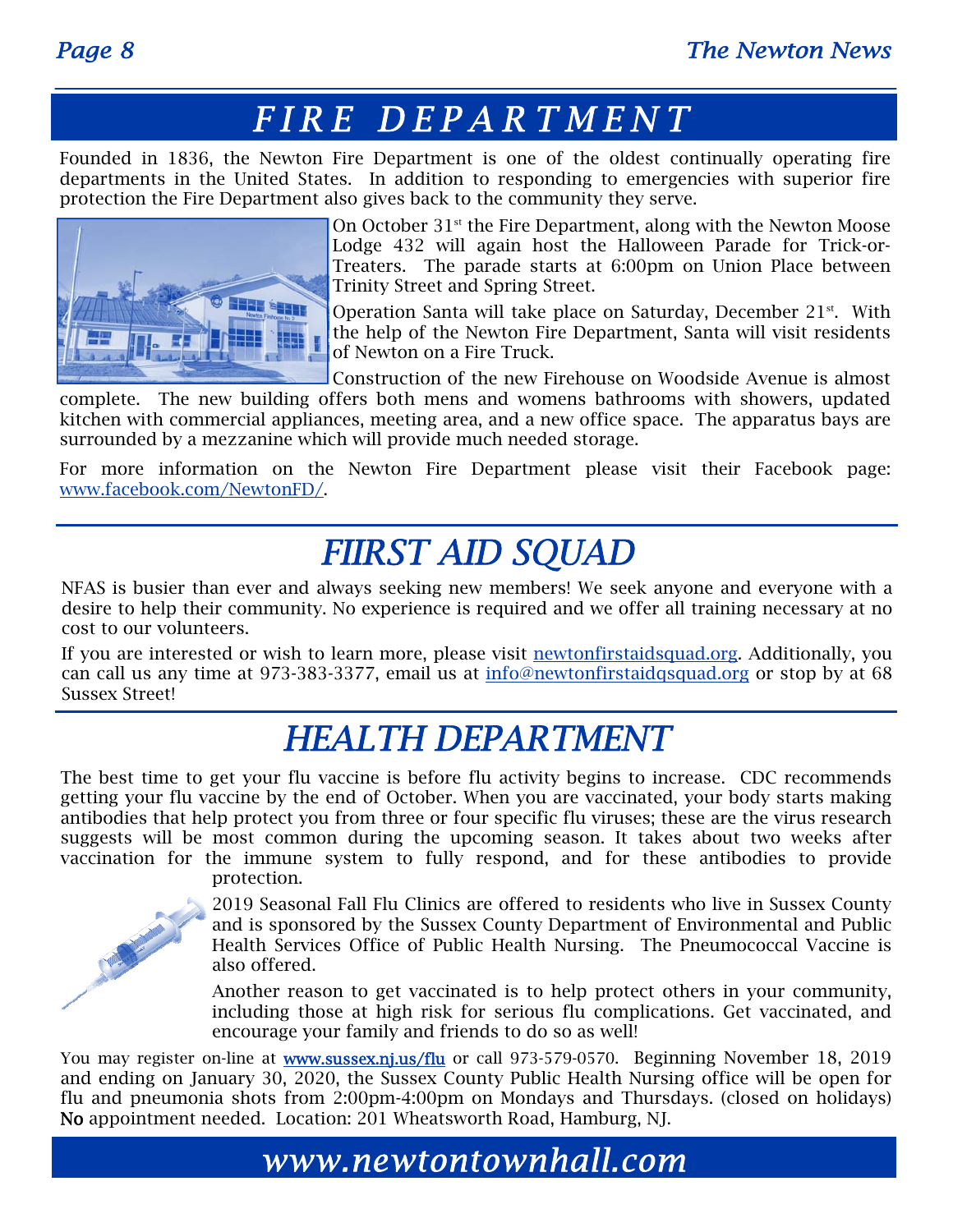# FIRE DEPARTMENT

Founded in 1836, the Newton Fire Department is one of the oldest continually operating fire departments in the United States. In addition to responding to emergencies with superior fire protection the Fire Department also gives back to the community they serve.

On October 31st the Fire Department, along with the Newton Moose Lodge 432 will again host the Halloween Parade for Trick-or-Treaters. The parade starts at 6:00pm on Union Place between Trinity Street and Spring Street.

Operation Santa will take place on Saturday, December 21st. With the help of the Newton Fire Department, Santa will visit residents of Newton on a Fire Truck.

Construction of the new Firehouse on Woodside Avenue is almost complete. The new building offers both mens and womens bathrooms with showers, updated kitchen with commercial appliances, meeting area, and a new office space. The apparatus bays are surrounded by a mezzanine which will provide much needed storage.

For more information on the Newton Fire Department please visit their Facebook page: www.facebook.com/NewtonFD/.

# FIIRST AID SQUAD

NFAS is busier than ever and always seeking new members! We seek anyone and everyone with a desire to help their community. No experience is required and we offer all training necessary at no cost to our volunteers.

If you are interested or wish to learn more, please visit newtonfirstaidsquad.org. Additionally, you can call us any time at 973-383-3377, email us at info@newtonfirstaidqsquad.org or stop by at 68 Sussex Street!

# HEALTH DEPARTMENT

The best time to get your flu vaccine is before flu activity begins to increase. CDC recommends getting your flu vaccine by the end of October. When you are vaccinated, your body starts making antibodies that help protect you from three or four specific flu viruses; these are the virus research suggests will be most common during the upcoming season. It takes about two weeks after vaccination for the immune system to fully respond, and for these antibodies to provide protection.

2019 Seasonal Fall Flu Clinics are offered to residents who live in Sussex County and is sponsored by the Sussex County Department of Environmental and Public Health Services Office of Public Health Nursing. The Pneumococcal Vaccine is also offered.

Another reason to get vaccinated is to help protect others in your community, including those at high risk for serious flu complications. Get vaccinated, and encourage your family and friends to do so as well!

You may register on-line at **www.sussex.nj.us/flu** or call 973-579-0570. Beginning November 18, 2019 and ending on January 30, 2020, the Sussex County Public Health Nursing office will be open for flu and pneumonia shots from 2:00pm-4:00pm on Mondays and Thursdays. (closed on holidays) **No** appointment needed. Location: 201 Wheatsworth Road, Hamburg, NJ.

*www.newtontownhall.com*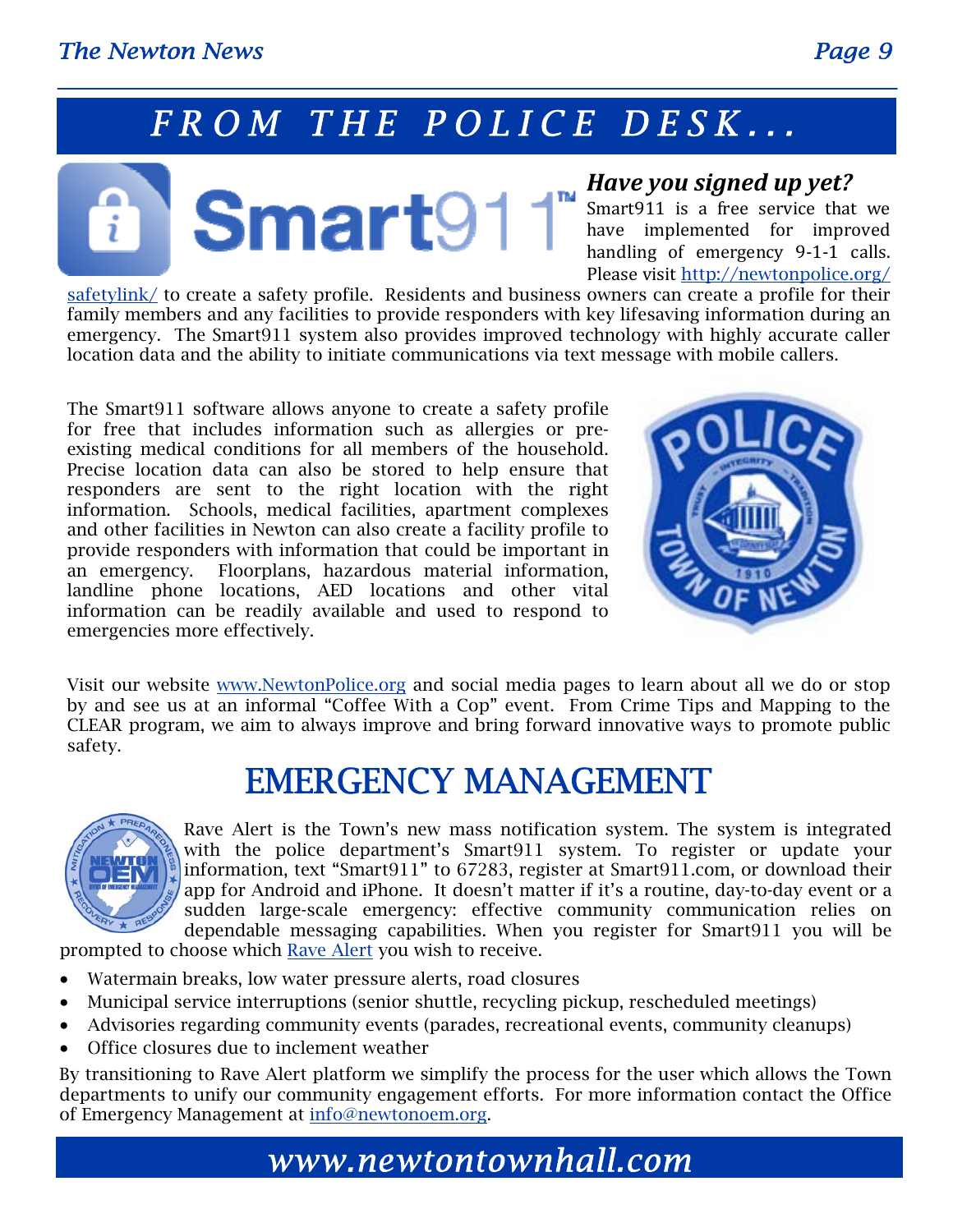# FROM THE POLICE DESK...

### *Have you signed up yet?*

Smart911 is a free service that we have implemented for improved handling of emergency 9-1-1 calls. Please visit http://newtonpolice.org/safetylink/ to create a safety profile. Residents and business owners can create a profile for their family members and any facilities to provide responders with key lifesaving information during an emergency. The Smart911 system also provides improved technology with highly accurate caller location data and the ability to initiate communications via text message with mobile callers.

The Smart911 software allows anyone to create a safety profile for free that includes information such as allergies or pre-existing medical conditions for all members of the household. Precise location data can also be stored to help ensure that responders are sent to the right location with the right information. Schools, medical facilities, apartment complexes and other facilities in Newton can also create a facility profile to provide responders with information that could be important in an emergency. Floorplans, hazardous material information, landline phone locations, AED locations and other vital information can be readily available and used to respond to emergencies more effectively.

Visit our website www.NewtonPolice.org and social media pages to learn about all we do or stop by and see us at an informal "Coffee With a Cop" event. From Crime Tips and Mapping to the CLEAR program, we aim to always improve and bring forward innovative ways to promote public safety.

## EMERGENCY MANAGEMENT

Rave Alert is the Town's new mass notification system. The system is integrated with the police department's Smart911 system. To register or update your information, text "Smart911" to 67283, register at Smart911.com, or download their app for Android and iPhone. It doesn't matter if it's a routine, day-to-day event or a sudden large-scale emergency: effective community communication relies on dependable messaging capabilities. When you register for Smart911 you will be prompted to choose which Rave Alert you wish to receive.

- Watermain breaks, low water pressure alerts, road closures
- Municipal service interruptions (senior shuttle, recycling pickup, rescheduled meetings)
- Advisories regarding community events (parades, recreational events, community cleanups)
- Office closures due to inclement weather

By transitioning to Rave Alert platform we simplify the process for the user which allows the Town departments to unify our community engagement efforts. For more information contact the Office of Emergency Management at info@newtonoem.org.

*www.newtontownhall.com*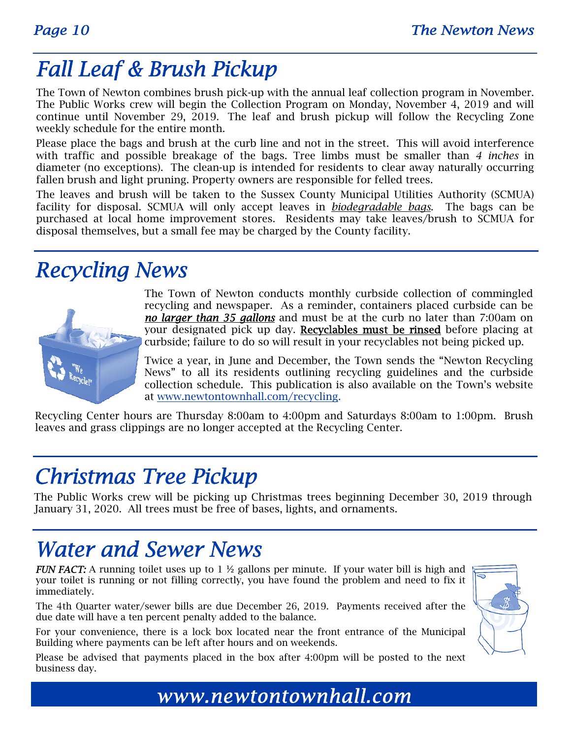# Fall Leaf & Brush Pickup

The Town of Newton combines brush pick-up with the annual leaf collection program in November. The Public Works crew will begin the Collection Program on Monday, November 4, 2019 and will continue until November 29, 2019. The leaf and brush pickup will follow the Recycling Zone weekly schedule for the entire month.

Please place the bags and brush at the curb line and not in the street. This will avoid interference with traffic and possible breakage of the bags. Tree limbs must be smaller than *4 inches* in diameter (no exceptions). The clean-up is intended for residents to clear away naturally occurring fallen brush and light pruning. Property owners are responsible for felled trees.

The leaves and brush will be taken to the Sussex County Municipal Utilities Authority (SCMUA) facility for disposal. SCMUA will only accept leaves in ***biodegradable bags***. The bags can be purchased at local home improvement stores. Residents may take leaves/brush to SCMUA for disposal themselves, but a small fee may be charged by the County facility.

# Recycling News

The Town of Newton conducts monthly curbside collection of commingled recycling and newspaper. As a reminder, containers placed curbside can be ***no larger than 35 gallons*** and must be at the curb no later than 7:00am on your designated pick up day. **Recyclables must be rinsed** before placing at curbside; failure to do so will result in your recyclables not being picked up.

Twice a year, in June and December, the Town sends the "Newton Recycling News" to all its residents outlining recycling guidelines and the curbside collection schedule. This publication is also available on the Town's website at www.newtontownhall.com/recycling.

Recycling Center hours are Thursday 8:00am to 4:00pm and Saturdays 8:00am to 1:00pm. Brush leaves and grass clippings are no longer accepted at the Recycling Center.

# Christmas Tree Pickup

The Public Works crew will be picking up Christmas trees beginning December 30, 2019 through January 31, 2020. All trees must be free of bases, lights, and ornaments.

# Water and Sewer News

***FUN FACT:*** A running toilet uses up to 1 ½ gallons per minute. If your water bill is high and your toilet is running or not filling correctly, you have found the problem and need to fix it immediately.

The 4th Quarter water/sewer bills are due December 26, 2019. Payments received after the due date will have a ten percent penalty added to the balance.

For your convenience, there is a lock box located near the front entrance of the Municipal Building where payments can be left after hours and on weekends.

Please be advised that payments placed in the box after 4:00pm will be posted to the next business day.

*www.newtontownhall.com*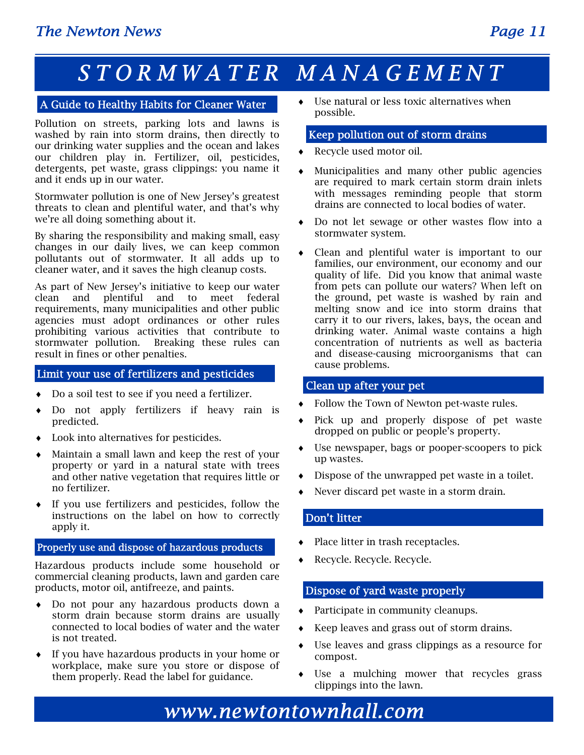# STORMWATER MANAGEMENT

## A Guide to Healthy Habits for Cleaner Water

Pollution on streets, parking lots and lawns is washed by rain into storm drains, then directly to our drinking water supplies and the ocean and lakes our children play in. Fertilizer, oil, pesticides, detergents, pet waste, grass clippings: you name it and it ends up in our water.

Stormwater pollution is one of New Jersey's greatest threats to clean and plentiful water, and that's why we're all doing something about it.

By sharing the responsibility and making small, easy changes in our daily lives, we can keep common pollutants out of stormwater. It all adds up to cleaner water, and it saves the high cleanup costs.

As part of New Jersey's initiative to keep our water clean and plentiful and to meet federal requirements, many municipalities and other public agencies must adopt ordinances or other rules prohibiting various activities that contribute to stormwater pollution. Breaking these rules can result in fines or other penalties.

## Limit your use of fertilizers and pesticides

- Do a soil test to see if you need a fertilizer.
- Do not apply fertilizers if heavy rain is predicted.
- Look into alternatives for pesticides.
- Maintain a small lawn and keep the rest of your property or yard in a natural state with trees and other native vegetation that requires little or no fertilizer.
- If you use fertilizers and pesticides, follow the instructions on the label on how to correctly apply it.

## Properly use and dispose of hazardous products

Hazardous products include some household or commercial cleaning products, lawn and garden care products, motor oil, antifreeze, and paints.

- Do not pour any hazardous products down a storm drain because storm drains are usually connected to local bodies of water and the water is not treated.
- If you have hazardous products in your home or workplace, make sure you store or dispose of them properly. Read the label for guidance.
- Use natural or less toxic alternatives when possible.

## Keep pollution out of storm drains

- Recycle used motor oil.
- Municipalities and many other public agencies are required to mark certain storm drain inlets with messages reminding people that storm drains are connected to local bodies of water.
- Do not let sewage or other wastes flow into a stormwater system.
- Clean and plentiful water is important to our families, our environment, our economy and our quality of life. Did you know that animal waste from pets can pollute our waters? When left on the ground, pet waste is washed by rain and melting snow and ice into storm drains that carry it to our rivers, lakes, bays, the ocean and drinking water. Animal waste contains a high concentration of nutrients as well as bacteria and disease-causing microorganisms that can cause problems.

## Clean up after your pet

- Follow the Town of Newton pet-waste rules.
- Pick up and properly dispose of pet waste dropped on public or people's property.
- Use newspaper, bags or pooper-scoopers to pick up wastes.
- Dispose of the unwrapped pet waste in a toilet.
- Never discard pet waste in a storm drain.

## Don't litter

- Place litter in trash receptacles.
- Recycle. Recycle. Recycle.

## Dispose of yard waste properly

- Participate in community cleanups.
- Keep leaves and grass out of storm drains.
- Use leaves and grass clippings as a resource for compost.
- Use a mulching mower that recycles grass clippings into the lawn.

*www.newtontownhall.com*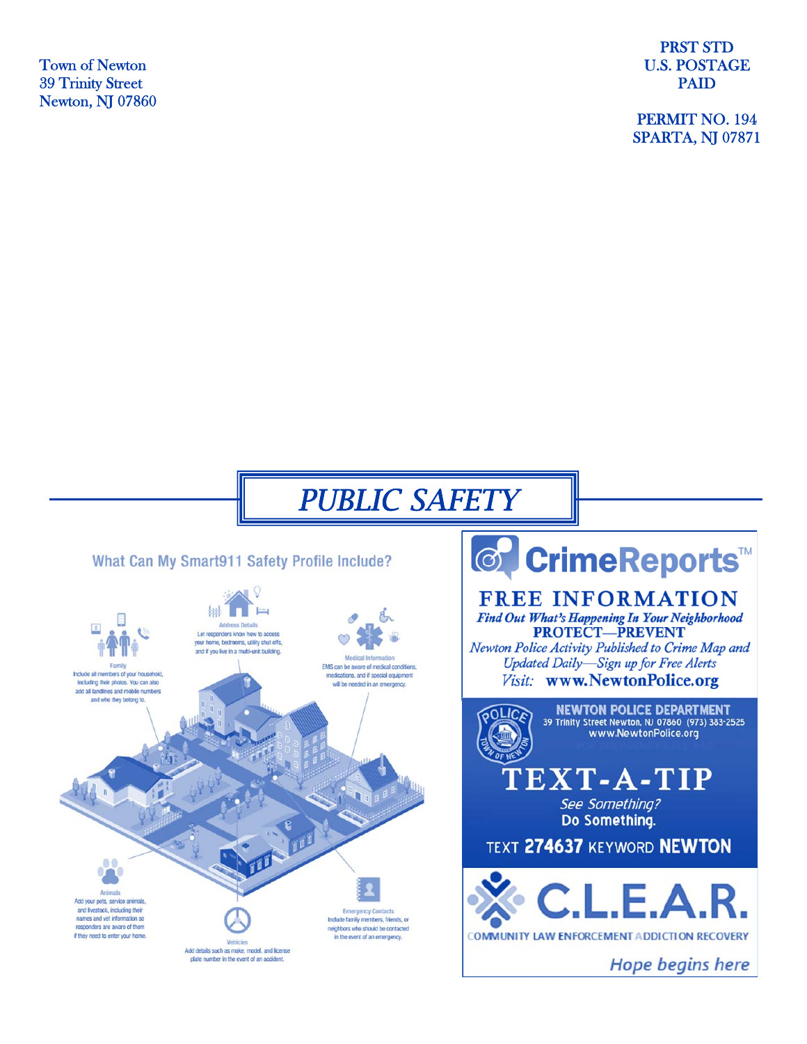Town of Newton
39 Trinity Street
Newton, NJ 07860

PRST STD
U.S. POSTAGE
PAID

PERMIT NO. 194
SPARTA, NJ 07871

# *PUBLIC SAFETY*

## What Can My Smart911 Safety Profile Include?

**Address Details**
Let responders know how to access your home, bedrooms, utility shut offs, and if you live in a multi-unit building.

**Family**
Include all members of your household, including their photos. You can also add all landlines and mobile numbers and who they belong to.

**Medical Information**
EMS can be aware of medical conditions, medications, and if special equipment will be needed in an emergency.

**Animals**
Add your pets, service animals, and livestock, including their names and vet information so responders are aware of them if they need to enter your home.

**Emergency Contacts**
Include family members, friends, or neighbors who should be contacted in the event of an emergency.

**Vehicles**
Add details such as make, model, and license plate number in the event of an accident.

## CrimeReports™

**FREE INFORMATION**

***Find Out What's Happening In Your Neighborhood***

**PROTECT—PREVENT**

*Newton Police Activity Published to Crime Map and Updated Daily—Sign up for Free Alerts*

*Visit:* **www.NewtonPolice.org**

**NEWTON POLICE DEPARTMENT**
39 Trinity Street Newton, NJ 07860 (973) 383-2525
www.NewtonPolice.org

## TEXT-A-TIP

*See Something?*
**Do Something.**

TEXT **274637** KEYWORD **NEWTON**

## C.L.E.A.R.

COMMUNITY LAW ENFORCEMENT ADDICTION RECOVERY

*Hope begins here*